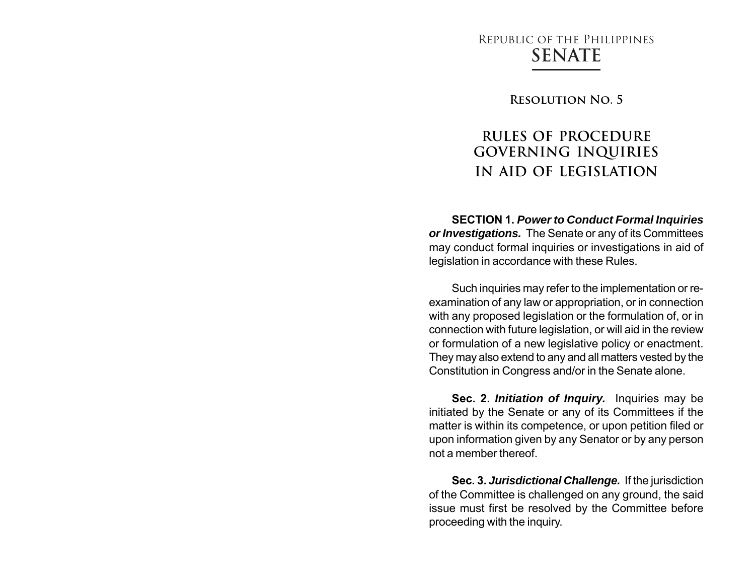Republic of the Philippines

# SENATE

## Resolution No. 5

# RULES OF PROCEDURE GOVERNING INQUIRIES IN AID OF LEGISLATION

**SECTION 1.** ***Power to Conduct Formal Inquiries or Investigations.*** The Senate or any of its Committees may conduct formal inquiries or investigations in aid of legislation in accordance with these Rules.

Such inquiries may refer to the implementation or re-examination of any law or appropriation, or in connection with any proposed legislation or the formulation of, or in connection with future legislation, or will aid in the review or formulation of a new legislative policy or enactment. They may also extend to any and all matters vested by the Constitution in Congress and/or in the Senate alone.

**Sec. 2.** ***Initiation of Inquiry.*** Inquiries may be initiated by the Senate or any of its Committees if the matter is within its competence, or upon petition filed or upon information given by any Senator or by any person not a member thereof.

**Sec. 3.** ***Jurisdictional Challenge.*** If the jurisdiction of the Committee is challenged on any ground, the said issue must first be resolved by the Committee before proceeding with the inquiry.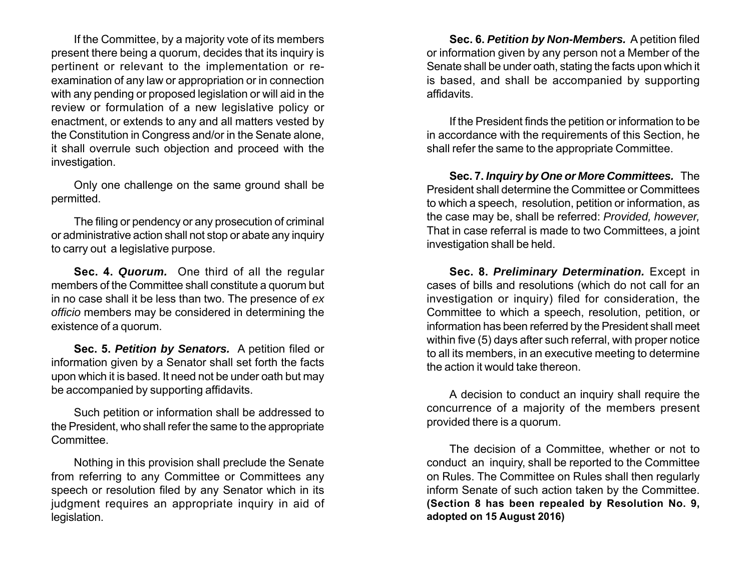If the Committee, by a majority vote of its members present there being a quorum, decides that its inquiry is pertinent or relevant to the implementation or re-examination of any law or appropriation or in connection with any pending or proposed legislation or will aid in the review or formulation of a new legislative policy or enactment, or extends to any and all matters vested by the Constitution in Congress and/or in the Senate alone, it shall overrule such objection and proceed with the investigation.

Only one challenge on the same ground shall be permitted.

The filing or pendency or any prosecution of criminal or administrative action shall not stop or abate any inquiry to carry out a legislative purpose.

**Sec. 4. *Quorum.*** One third of all the regular members of the Committee shall constitute a quorum but in no case shall it be less than two. The presence of *ex officio* members may be considered in determining the existence of a quorum.

**Sec. 5. *Petition by Senators.*** A petition filed or information given by a Senator shall set forth the facts upon which it is based. It need not be under oath but may be accompanied by supporting affidavits.

Such petition or information shall be addressed to the President, who shall refer the same to the appropriate Committee.

Nothing in this provision shall preclude the Senate from referring to any Committee or Committees any speech or resolution filed by any Senator which in its judgment requires an appropriate inquiry in aid of legislation.

**Sec. 6. *Petition by Non-Members.*** A petition filed or information given by any person not a Member of the Senate shall be under oath, stating the facts upon which it is based, and shall be accompanied by supporting affidavits.

If the President finds the petition or information to be in accordance with the requirements of this Section, he shall refer the same to the appropriate Committee.

**Sec. 7. *Inquiry by One or More Committees.*** The President shall determine the Committee or Committees to which a speech, resolution, petition or information, as the case may be, shall be referred: *Provided, however,* That in case referral is made to two Committees, a joint investigation shall be held.

**Sec. 8. *Preliminary Determination.*** Except in cases of bills and resolutions (which do not call for an investigation or inquiry) filed for consideration, the Committee to which a speech, resolution, petition, or information has been referred by the President shall meet within five (5) days after such referral, with proper notice to all its members, in an executive meeting to determine the action it would take thereon.

A decision to conduct an inquiry shall require the concurrence of a majority of the members present provided there is a quorum.

The decision of a Committee, whether or not to conduct an inquiry, shall be reported to the Committee on Rules. The Committee on Rules shall then regularly inform Senate of such action taken by the Committee. **(Section 8 has been repealed by Resolution No. 9, adopted on 15 August 2016)**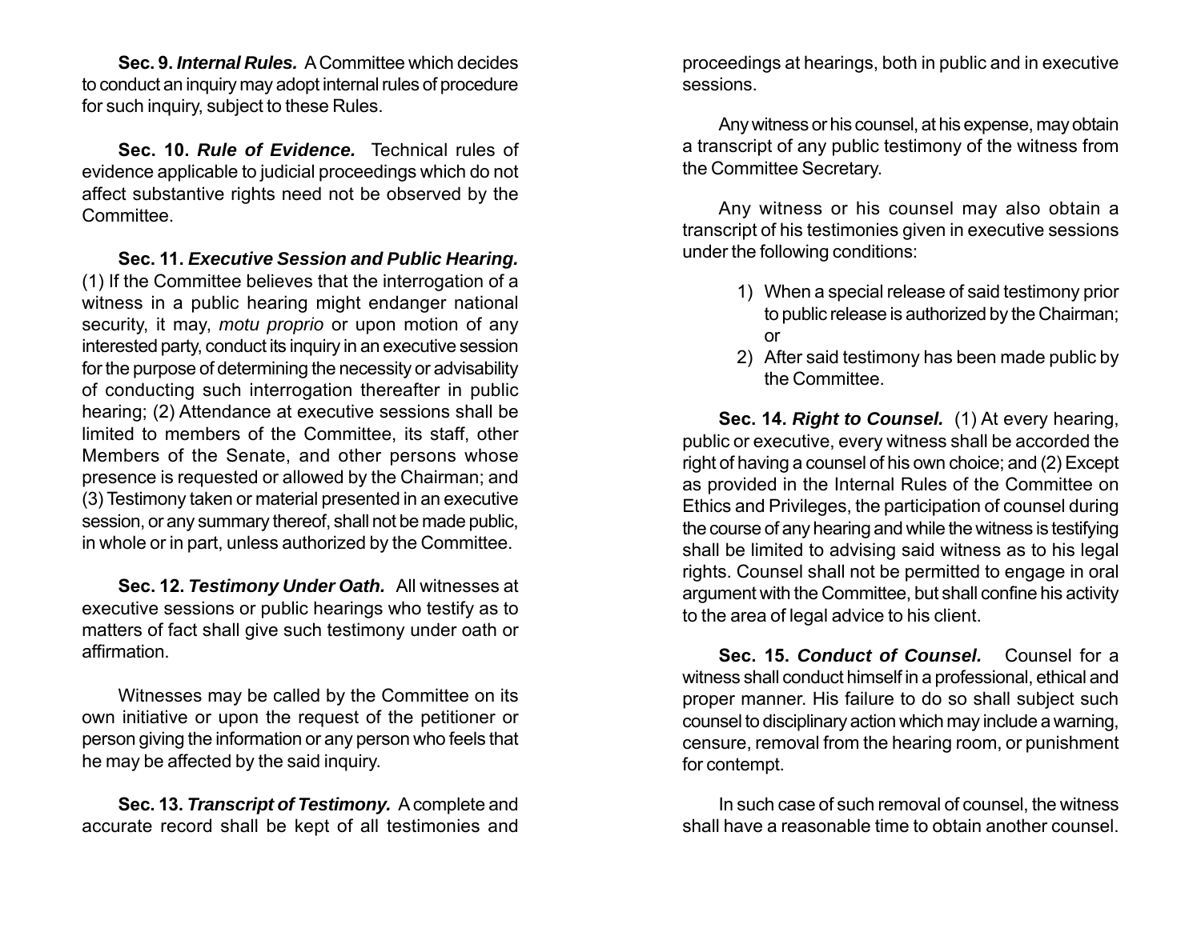**Sec. 9. *Internal Rules.*** A Committee which decides to conduct an inquiry may adopt internal rules of procedure for such inquiry, subject to these Rules.

**Sec. 10. *Rule of Evidence.*** Technical rules of evidence applicable to judicial proceedings which do not affect substantive rights need not be observed by the Committee.

**Sec. 11. *Executive Session and Public Hearing.*** (1) If the Committee believes that the interrogation of a witness in a public hearing might endanger national security, it may, *motu proprio* or upon motion of any interested party, conduct its inquiry in an executive session for the purpose of determining the necessity or advisability of conducting such interrogation thereafter in public hearing; (2) Attendance at executive sessions shall be limited to members of the Committee, its staff, other Members of the Senate, and other persons whose presence is requested or allowed by the Chairman; and (3) Testimony taken or material presented in an executive session, or any summary thereof, shall not be made public, in whole or in part, unless authorized by the Committee.

**Sec. 12. *Testimony Under Oath.*** All witnesses at executive sessions or public hearings who testify as to matters of fact shall give such testimony under oath or affirmation.

Witnesses may be called by the Committee on its own initiative or upon the request of the petitioner or person giving the information or any person who feels that he may be affected by the said inquiry.

**Sec. 13. *Transcript of Testimony.*** A complete and accurate record shall be kept of all testimonies and proceedings at hearings, both in public and in executive sessions.

Any witness or his counsel, at his expense, may obtain a transcript of any public testimony of the witness from the Committee Secretary.

Any witness or his counsel may also obtain a transcript of his testimonies given in executive sessions under the following conditions:

1) When a special release of said testimony prior to public release is authorized by the Chairman; or
2) After said testimony has been made public by the Committee.

**Sec. 14. *Right to Counsel.*** (1) At every hearing, public or executive, every witness shall be accorded the right of having a counsel of his own choice; and (2) Except as provided in the Internal Rules of the Committee on Ethics and Privileges, the participation of counsel during the course of any hearing and while the witness is testifying shall be limited to advising said witness as to his legal rights. Counsel shall not be permitted to engage in oral argument with the Committee, but shall confine his activity to the area of legal advice to his client.

**Sec. 15. *Conduct of Counsel.*** Counsel for a witness shall conduct himself in a professional, ethical and proper manner. His failure to do so shall subject such counsel to disciplinary action which may include a warning, censure, removal from the hearing room, or punishment for contempt.

In such case of such removal of counsel, the witness shall have a reasonable time to obtain another counsel.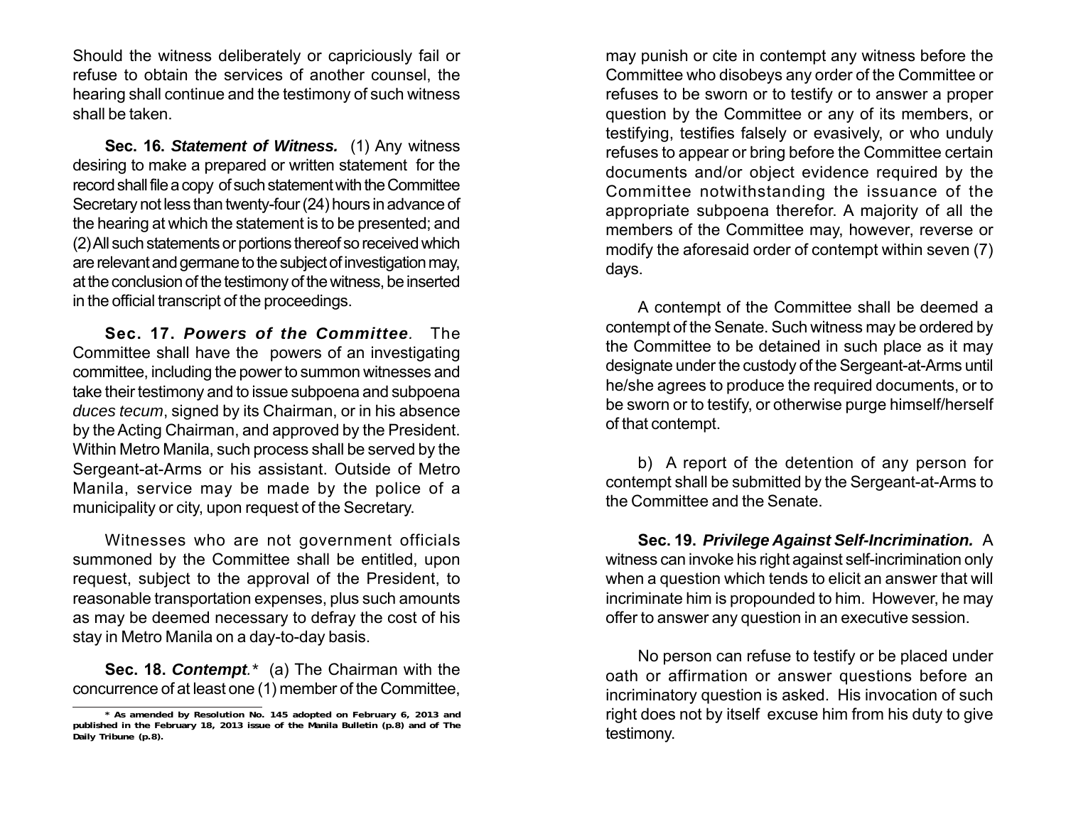Should the witness deliberately or capriciously fail or refuse to obtain the services of another counsel, the hearing shall continue and the testimony of such witness shall be taken.

**Sec. 16.** ***Statement of Witness.*** (1) Any witness desiring to make a prepared or written statement for the record shall file a copy of such statement with the Committee Secretary not less than twenty-four (24) hours in advance of the hearing at which the statement is to be presented; and (2) All such statements or portions thereof so received which are relevant and germane to the subject of investigation may, at the conclusion of the testimony of the witness, be inserted in the official transcript of the proceedings.

**Sec. 17.** ***Powers of the Committee.*** The Committee shall have the powers of an investigating committee, including the power to summon witnesses and take their testimony and to issue subpoena and subpoena *duces tecum*, signed by its Chairman, or in his absence by the Acting Chairman, and approved by the President. Within Metro Manila, such process shall be served by the Sergeant-at-Arms or his assistant. Outside of Metro Manila, service may be made by the police of a municipality or city, upon request of the Secretary.

Witnesses who are not government officials summoned by the Committee shall be entitled, upon request, subject to the approval of the President, to reasonable transportation expenses, plus such amounts as may be deemed necessary to defray the cost of his stay in Metro Manila on a day-to-day basis.

**Sec. 18.** ***Contempt.**** (a) The Chairman with the concurrence of at least one (1) member of the Committee, may punish or cite in contempt any witness before the Committee who disobeys any order of the Committee or refuses to be sworn or to testify or to answer a proper question by the Committee or any of its members, or testifying, testifies falsely or evasively, or who unduly refuses to appear or bring before the Committee certain documents and/or object evidence required by the Committee notwithstanding the issuance of the appropriate subpoena therefor. A majority of all the members of the Committee may, however, reverse or modify the aforesaid order of contempt within seven (7) days.

A contempt of the Committee shall be deemed a contempt of the Senate. Such witness may be ordered by the Committee to be detained in such place as it may designate under the custody of the Sergeant-at-Arms until he/she agrees to produce the required documents, or to be sworn or to testify, or otherwise purge himself/herself of that contempt.

b) A report of the detention of any person for contempt shall be submitted by the Sergeant-at-Arms to the Committee and the Senate.

**Sec. 19.** ***Privilege Against Self-Incrimination.*** A witness can invoke his right against self-incrimination only when a question which tends to elicit an answer that will incriminate him is propounded to him. However, he may offer to answer any question in an executive session.

No person can refuse to testify or be placed under oath or affirmation or answer questions before an incriminatory question is asked. His invocation of such right does not by itself excuse him from his duty to give testimony.

---

**\* As amended by Resolution No. 145 adopted on February 6, 2013 and published in the February 18, 2013 issue of the Manila Bulletin (p.8) and of The Daily Tribune (p.8).**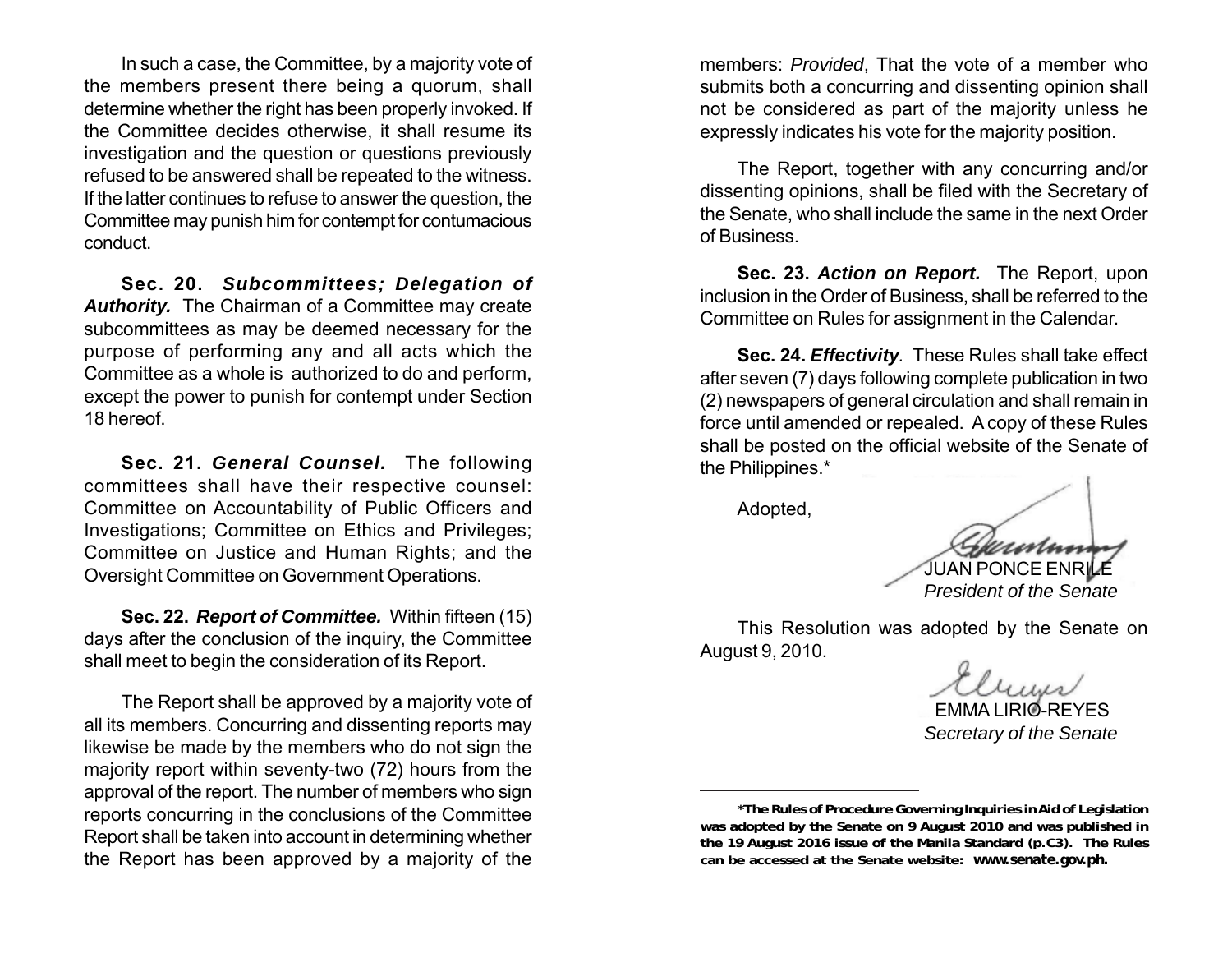In such a case, the Committee, by a majority vote of the members present there being a quorum, shall determine whether the right has been properly invoked. If the Committee decides otherwise, it shall resume its investigation and the question or questions previously refused to be answered shall be repeated to the witness. If the latter continues to refuse to answer the question, the Committee may punish him for contempt for contumacious conduct.

**Sec. 20.** ***Subcommittees; Delegation of Authority.*** The Chairman of a Committee may create subcommittees as may be deemed necessary for the purpose of performing any and all acts which the Committee as a whole is authorized to do and perform, except the power to punish for contempt under Section 18 hereof.

**Sec. 21.** ***General Counsel.*** The following committees shall have their respective counsel: Committee on Accountability of Public Officers and Investigations; Committee on Ethics and Privileges; Committee on Justice and Human Rights; and the Oversight Committee on Government Operations.

**Sec. 22.** ***Report of Committee.*** Within fifteen (15) days after the conclusion of the inquiry, the Committee shall meet to begin the consideration of its Report.

The Report shall be approved by a majority vote of all its members. Concurring and dissenting reports may likewise be made by the members who do not sign the majority report within seventy-two (72) hours from the approval of the report. The number of members who sign reports concurring in the conclusions of the Committee Report shall be taken into account in determining whether the Report has been approved by a majority of the members: *Provided*, That the vote of a member who submits both a concurring and dissenting opinion shall not be considered as part of the majority unless he expressly indicates his vote for the majority position.

The Report, together with any concurring and/or dissenting opinions, shall be filed with the Secretary of the Senate, who shall include the same in the next Order of Business.

**Sec. 23.** ***Action on Report.*** The Report, upon inclusion in the Order of Business, shall be referred to the Committee on Rules for assignment in the Calendar.

**Sec. 24.** ***Effectivity***. These Rules shall take effect after seven (7) days following complete publication in two (2) newspapers of general circulation and shall remain in force until amended or repealed. A copy of these Rules shall be posted on the official website of the Senate of the Philippines.*

Adopted,

JUAN PONCE ENRILE
*President of the Senate*

This Resolution was adopted by the Senate on August 9, 2010.

EMMA LIRIO-REYES
*Secretary of the Senate*

---

***The Rules of Procedure Governing Inquiries in Aid of Legislation was adopted by the Senate on 9 August 2010 and was published in the 19 August 2016 issue of the Manila Standard (p.C3). The Rules can be accessed at the Senate website: www.senate.gov.ph.**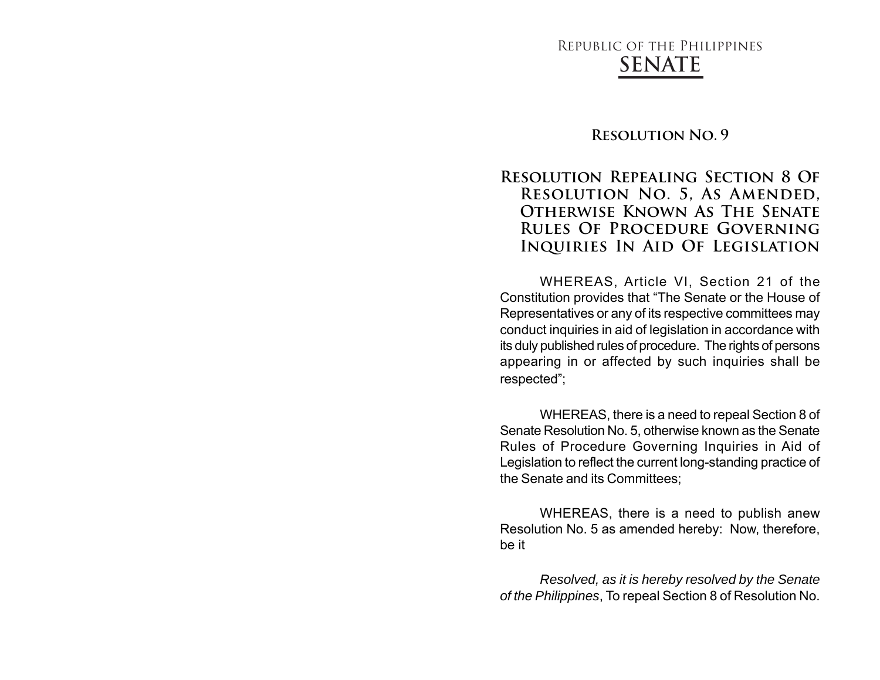Republic of the Philippines

# SENATE

## Resolution No. 9

## Resolution Repealing Section 8 Of Resolution No. 5, As Amended, Otherwise Known As The Senate Rules Of Procedure Governing Inquiries In Aid Of Legislation

WHEREAS, Article VI, Section 21 of the Constitution provides that "The Senate or the House of Representatives or any of its respective committees may conduct inquiries in aid of legislation in accordance with its duly published rules of procedure. The rights of persons appearing in or affected by such inquiries shall be respected";

WHEREAS, there is a need to repeal Section 8 of Senate Resolution No. 5, otherwise known as the Senate Rules of Procedure Governing Inquiries in Aid of Legislation to reflect the current long-standing practice of the Senate and its Committees;

WHEREAS, there is a need to publish anew Resolution No. 5 as amended hereby: Now, therefore, be it

*Resolved, as it is hereby resolved by the Senate of the Philippines*, To repeal Section 8 of Resolution No.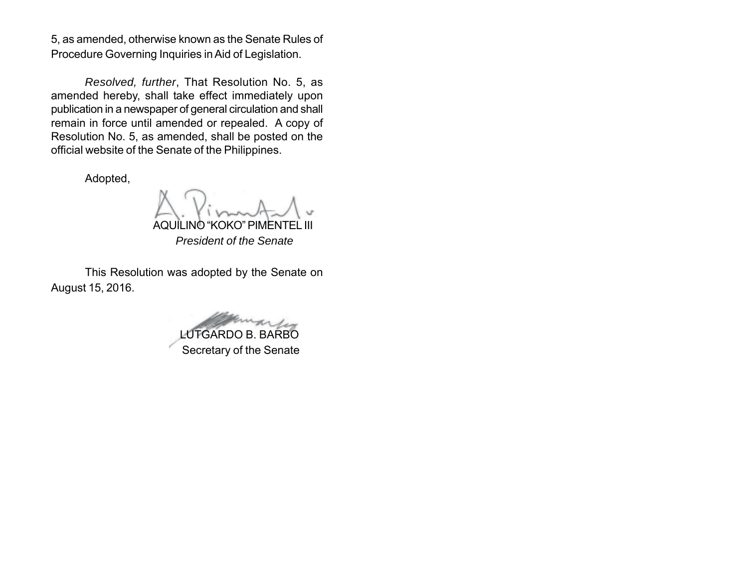5, as amended, otherwise known as the Senate Rules of Procedure Governing Inquiries in Aid of Legislation.

*Resolved, further*, That Resolution No. 5, as amended hereby, shall take effect immediately upon publication in a newspaper of general circulation and shall remain in force until amended or repealed. A copy of Resolution No. 5, as amended, shall be posted on the official website of the Senate of the Philippines.

Adopted,

AQUILINO "KOKO" PIMENTEL III
*President of the Senate*

This Resolution was adopted by the Senate on August 15, 2016.

LUTGARDO B. BARBO
Secretary of the Senate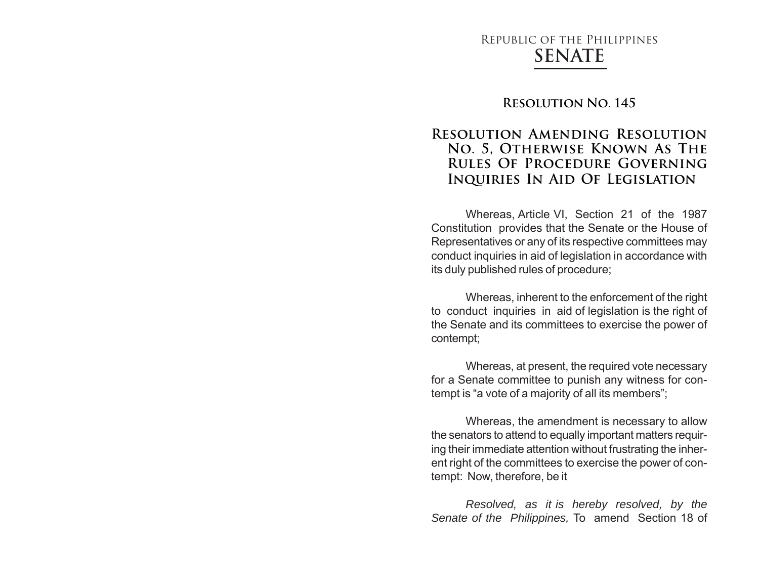Republic of the Philippines

# SENATE

## Resolution No. 145

## Resolution Amending Resolution No. 5, Otherwise Known As The Rules Of Procedure Governing Inquiries In Aid Of Legislation

Whereas, Article VI, Section 21 of the 1987 Constitution provides that the Senate or the House of Representatives or any of its respective committees may conduct inquiries in aid of legislation in accordance with its duly published rules of procedure;

Whereas, inherent to the enforcement of the right to conduct inquiries in aid of legislation is the right of the Senate and its committees to exercise the power of contempt;

Whereas, at present, the required vote necessary for a Senate committee to punish any witness for contempt is "a vote of a majority of all its members";

Whereas, the amendment is necessary to allow the senators to attend to equally important matters requiring their immediate attention without frustrating the inherent right of the committees to exercise the power of contempt: Now, therefore, be it

*Resolved, as it is hereby resolved, by the Senate of the Philippines,* To amend Section 18 of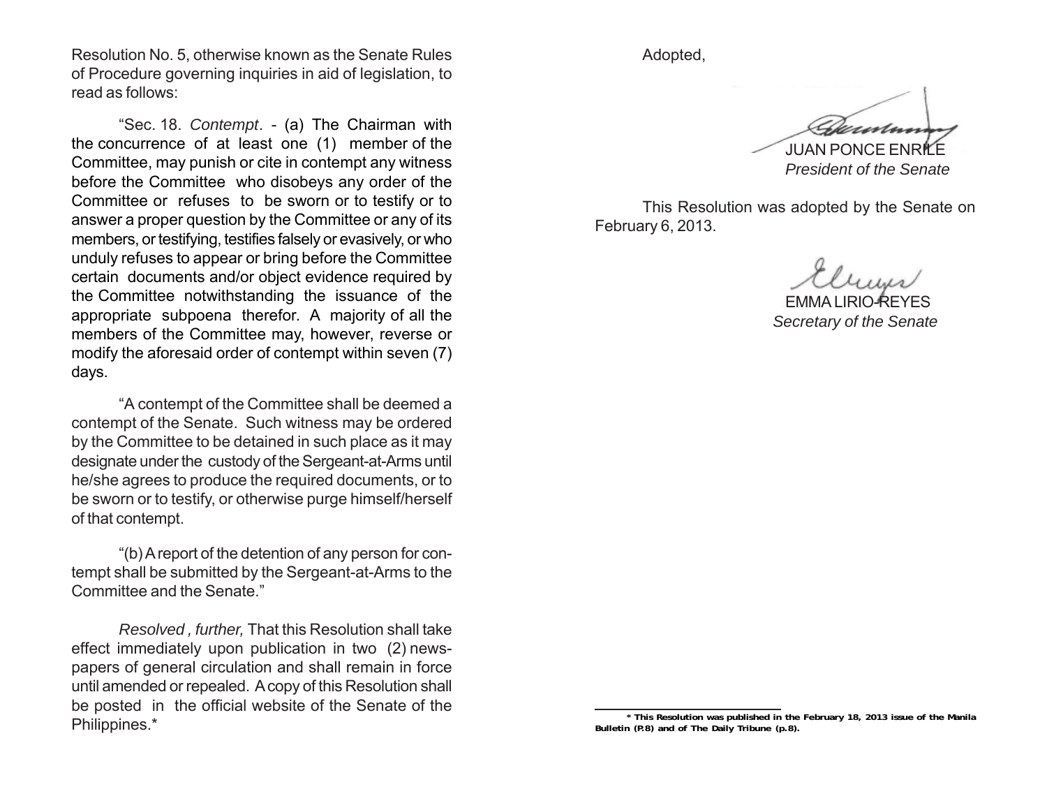Resolution No. 5, otherwise known as the Senate Rules of Procedure governing inquiries in aid of legislation, to read as follows:

"Sec. 18. *Contempt*. - (a) The Chairman with the concurrence of at least one (1) member of the Committee, may punish or cite in contempt any witness before the Committee who disobeys any order of the Committee or refuses to be sworn or to testify or to answer a proper question by the Committee or any of its members, or testifying, testifies falsely or evasively, or who unduly refuses to appear or bring before the Committee certain documents and/or object evidence required by the Committee notwithstanding the issuance of the appropriate subpoena therefor. A majority of all the members of the Committee may, however, reverse or modify the aforesaid order of contempt within seven (7) days.

"A contempt of the Committee shall be deemed a contempt of the Senate. Such witness may be ordered by the Committee to be detained in such place as it may designate under the custody of the Sergeant-at-Arms until he/she agrees to produce the required documents, or to be sworn or to testify, or otherwise purge himself/herself of that contempt.

"(b) A report of the detention of any person for contempt shall be submitted by the Sergeant-at-Arms to the Committee and the Senate."

*Resolved , further,* That this Resolution shall take effect immediately upon publication in two (2) newspapers of general circulation and shall remain in force until amended or repealed. A copy of this Resolution shall be posted in the official website of the Senate of the Philippines.*

Adopted,

JUAN PONCE ENRILE
*President of the Senate*

This Resolution was adopted by the Senate on February 6, 2013.

EMMA LIRIO-REYES
*Secretary of the Senate*

---

**\* This Resolution was published in the February 18, 2013 issue of the Manila Bulletin (P.8) and of The Daily Tribune (p.8).**